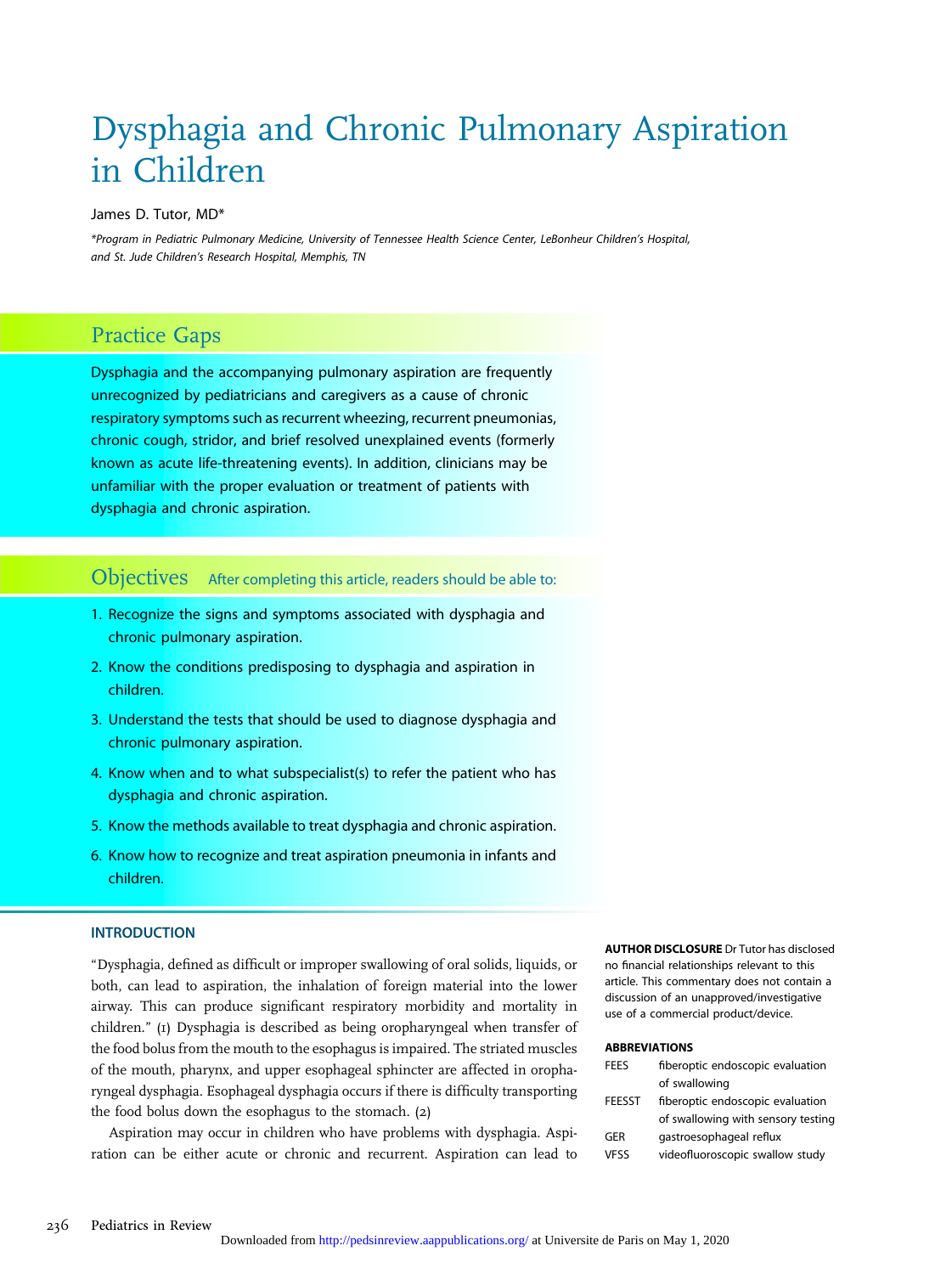# Dysphagia and Chronic Pulmonary Aspiration in Children

James D. Tutor, MD*

*Program in Pediatric Pulmonary Medicine, University of Tennessee Health Science Center, LeBonheur Children's Hospital, and St. Jude Children's Research Hospital, Memphis, TN*

## Practice Gaps

Dysphagia and the accompanying pulmonary aspiration are frequently unrecognized by pediatricians and caregivers as a cause of chronic respiratory symptoms such as recurrent wheezing, recurrent pneumonias, chronic cough, stridor, and brief resolved unexplained events (formerly known as acute life-threatening events). In addition, clinicians may be unfamiliar with the proper evaluation or treatment of patients with dysphagia and chronic aspiration.

## Objectives

After completing this article, readers should be able to:

1. Recognize the signs and symptoms associated with dysphagia and chronic pulmonary aspiration.
2. Know the conditions predisposing to dysphagia and aspiration in children.
3. Understand the tests that should be used to diagnose dysphagia and chronic pulmonary aspiration.
4. Know when and to what subspecialist(s) to refer the patient who has dysphagia and chronic aspiration.
5. Know the methods available to treat dysphagia and chronic aspiration.
6. Know how to recognize and treat aspiration pneumonia in infants and children.

**AUTHOR DISCLOSURE** Dr Tutor has disclosed no financial relationships relevant to this article. This commentary does not contain a discussion of an unapproved/investigative use of a commercial product/device.

**ABBREVIATIONS**

| | |
|---|---|
| FEES | fiberoptic endoscopic evaluation of swallowing |
| FEESST | fiberoptic endoscopic evaluation of swallowing with sensory testing |
| GER | gastroesophageal reflux |
| VFSS | videofluoroscopic swallow study |

## INTRODUCTION

"Dysphagia, defined as difficult or improper swallowing of oral solids, liquids, or both, can lead to aspiration, the inhalation of foreign material into the lower airway. This can produce significant respiratory morbidity and mortality in children." (1) Dysphagia is described as being oropharyngeal when transfer of the food bolus from the mouth to the esophagus is impaired. The striated muscles of the mouth, pharynx, and upper esophageal sphincter are affected in oropharyngeal dysphagia. Esophageal dysphagia occurs if there is difficulty transporting the food bolus down the esophagus to the stomach. (2)

Aspiration may occur in children who have problems with dysphagia. Aspiration can be either acute or chronic and recurrent. Aspiration can lead to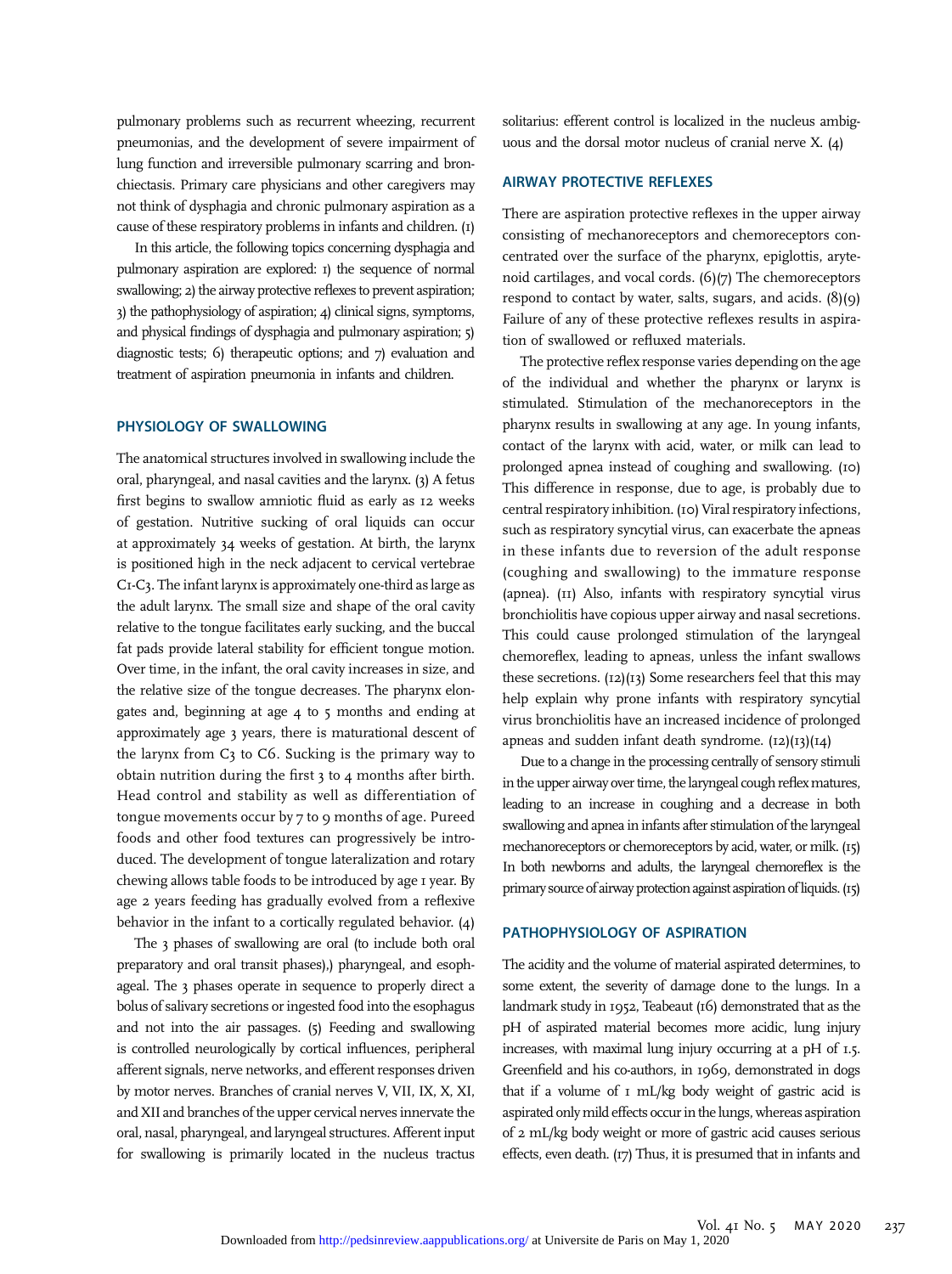pulmonary problems such as recurrent wheezing, recurrent pneumonias, and the development of severe impairment of lung function and irreversible pulmonary scarring and bronchiectasis. Primary care physicians and other caregivers may not think of dysphagia and chronic pulmonary aspiration as a cause of these respiratory problems in infants and children. (1)

In this article, the following topics concerning dysphagia and pulmonary aspiration are explored: 1) the sequence of normal swallowing; 2) the airway protective reflexes to prevent aspiration; 3) the pathophysiology of aspiration; 4) clinical signs, symptoms, and physical findings of dysphagia and pulmonary aspiration; 5) diagnostic tests; 6) therapeutic options; and 7) evaluation and treatment of aspiration pneumonia in infants and children.

## PHYSIOLOGY OF SWALLOWING

The anatomical structures involved in swallowing include the oral, pharyngeal, and nasal cavities and the larynx. (3) A fetus first begins to swallow amniotic fluid as early as 12 weeks of gestation. Nutritive sucking of oral liquids can occur at approximately 34 weeks of gestation. At birth, the larynx is positioned high in the neck adjacent to cervical vertebrae C1-C3. The infant larynx is approximately one-third as large as the adult larynx. The small size and shape of the oral cavity relative to the tongue facilitates early sucking, and the buccal fat pads provide lateral stability for efficient tongue motion. Over time, in the infant, the oral cavity increases in size, and the relative size of the tongue decreases. The pharynx elongates and, beginning at age 4 to 5 months and ending at approximately age 3 years, there is maturational descent of the larynx from C3 to C6. Sucking is the primary way to obtain nutrition during the first 3 to 4 months after birth. Head control and stability as well as differentiation of tongue movements occur by 7 to 9 months of age. Pureed foods and other food textures can progressively be introduced. The development of tongue lateralization and rotary chewing allows table foods to be introduced by age 1 year. By age 2 years feeding has gradually evolved from a reflexive behavior in the infant to a cortically regulated behavior. (4)

The 3 phases of swallowing are oral (to include both oral preparatory and oral transit phases),) pharyngeal, and esophageal. The 3 phases operate in sequence to properly direct a bolus of salivary secretions or ingested food into the esophagus and not into the air passages. (5) Feeding and swallowing is controlled neurologically by cortical influences, peripheral afferent signals, nerve networks, and efferent responses driven by motor nerves. Branches of cranial nerves V, VII, IX, X, XI, and XII and branches of the upper cervical nerves innervate the oral, nasal, pharyngeal, and laryngeal structures. Afferent input for swallowing is primarily located in the nucleus tractus solitarius: efferent control is localized in the nucleus ambiguous and the dorsal motor nucleus of cranial nerve X. (4)

## AIRWAY PROTECTIVE REFLEXES

There are aspiration protective reflexes in the upper airway consisting of mechanoreceptors and chemoreceptors concentrated over the surface of the pharynx, epiglottis, arytenoid cartilages, and vocal cords. (6)(7) The chemoreceptors respond to contact by water, salts, sugars, and acids. (8)(9) Failure of any of these protective reflexes results in aspiration of swallowed or refluxed materials.

The protective reflex response varies depending on the age of the individual and whether the pharynx or larynx is stimulated. Stimulation of the mechanoreceptors in the pharynx results in swallowing at any age. In young infants, contact of the larynx with acid, water, or milk can lead to prolonged apnea instead of coughing and swallowing. (10) This difference in response, due to age, is probably due to central respiratory inhibition. (10) Viral respiratory infections, such as respiratory syncytial virus, can exacerbate the apneas in these infants due to reversion of the adult response (coughing and swallowing) to the immature response (apnea). (11) Also, infants with respiratory syncytial virus bronchiolitis have copious upper airway and nasal secretions. This could cause prolonged stimulation of the laryngeal chemoreflex, leading to apneas, unless the infant swallows these secretions. (12)(13) Some researchers feel that this may help explain why prone infants with respiratory syncytial virus bronchiolitis have an increased incidence of prolonged apneas and sudden infant death syndrome. (12)(13)(14)

Due to a change in the processing centrally of sensory stimuli in the upper airway over time, the laryngeal cough reflex matures, leading to an increase in coughing and a decrease in both swallowing and apnea in infants after stimulation of the laryngeal mechanoreceptors or chemoreceptors by acid, water, or milk. (15) In both newborns and adults, the laryngeal chemoreflex is the primary source of airway protection against aspiration of liquids. (15)

## PATHOPHYSIOLOGY OF ASPIRATION

The acidity and the volume of material aspirated determines, to some extent, the severity of damage done to the lungs. In a landmark study in 1952, Teabeaut (16) demonstrated that as the pH of aspirated material becomes more acidic, lung injury increases, with maximal lung injury occurring at a pH of 1.5. Greenfield and his co-authors, in 1969, demonstrated in dogs that if a volume of 1 mL/kg body weight of gastric acid is aspirated only mild effects occur in the lungs, whereas aspiration of 2 mL/kg body weight or more of gastric acid causes serious effects, even death. (17) Thus, it is presumed that in infants and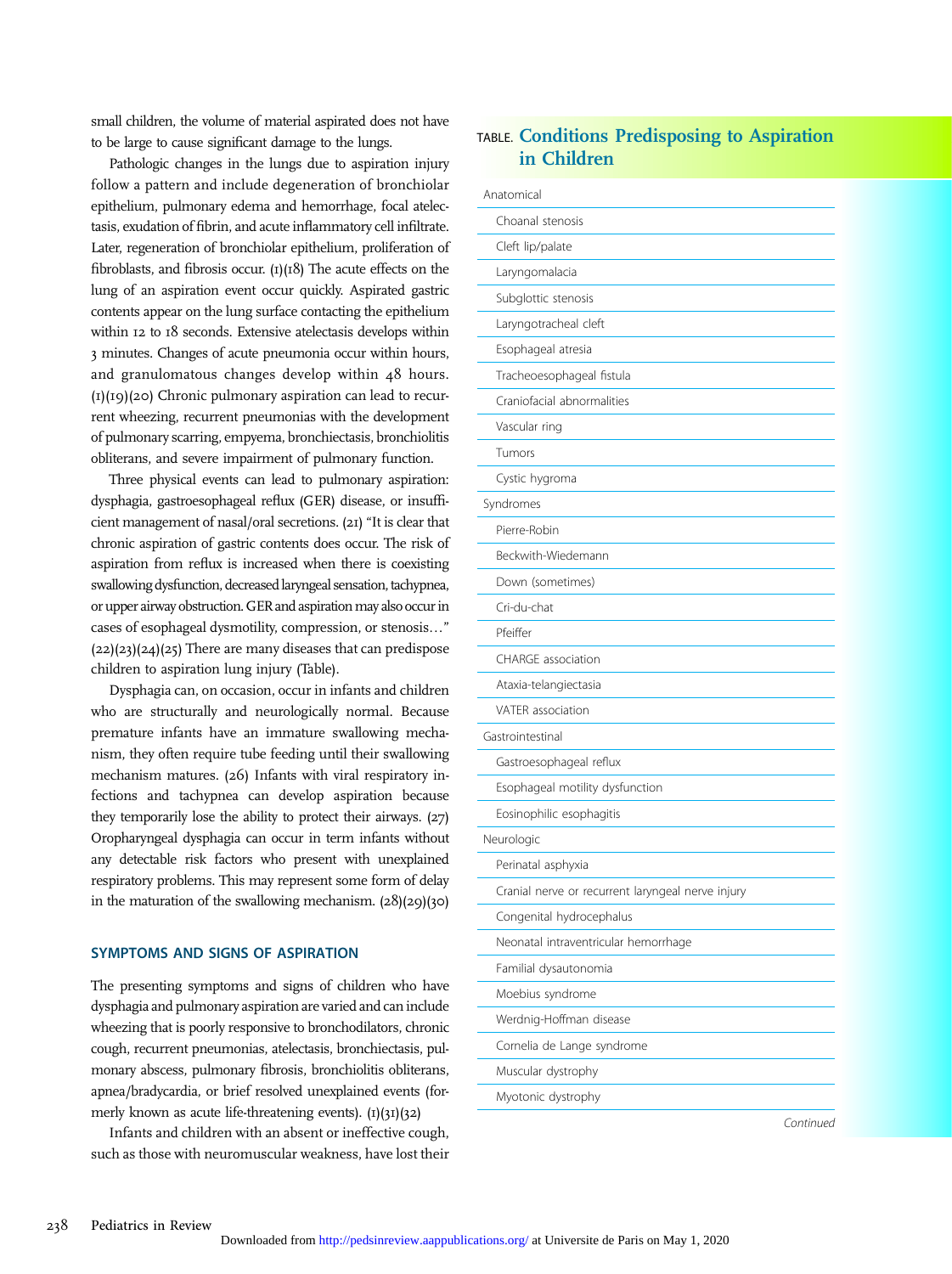small children, the volume of material aspirated does not have to be large to cause significant damage to the lungs.

Pathologic changes in the lungs due to aspiration injury follow a pattern and include degeneration of bronchiolar epithelium, pulmonary edema and hemorrhage, focal atelectasis, exudation of fibrin, and acute inflammatory cell infiltrate. Later, regeneration of bronchiolar epithelium, proliferation of fibroblasts, and fibrosis occur. (1)(18) The acute effects on the lung of an aspiration event occur quickly. Aspirated gastric contents appear on the lung surface contacting the epithelium within 12 to 18 seconds. Extensive atelectasis develops within 3 minutes. Changes of acute pneumonia occur within hours, and granulomatous changes develop within 48 hours. (1)(19)(20) Chronic pulmonary aspiration can lead to recurrent wheezing, recurrent pneumonias with the development of pulmonary scarring, empyema, bronchiectasis, bronchiolitis obliterans, and severe impairment of pulmonary function.

Three physical events can lead to pulmonary aspiration: dysphagia, gastroesophageal reflux (GER) disease, or insufficient management of nasal/oral secretions. (21) "It is clear that chronic aspiration of gastric contents does occur. The risk of aspiration from reflux is increased when there is coexisting swallowing dysfunction, decreased laryngeal sensation, tachypnea, or upper airway obstruction. GER and aspiration may also occur in cases of esophageal dysmotility, compression, or stenosis…" (22)(23)(24)(25) There are many diseases that can predispose children to aspiration lung injury (Table).

Dysphagia can, on occasion, occur in infants and children who are structurally and neurologically normal. Because premature infants have an immature swallowing mechanism, they often require tube feeding until their swallowing mechanism matures. (26) Infants with viral respiratory infections and tachypnea can develop aspiration because they temporarily lose the ability to protect their airways. (27) Oropharyngeal dysphagia can occur in term infants without any detectable risk factors who present with unexplained respiratory problems. This may represent some form of delay in the maturation of the swallowing mechanism. (28)(29)(30)

## SYMPTOMS AND SIGNS OF ASPIRATION

The presenting symptoms and signs of children who have dysphagia and pulmonary aspiration are varied and can include wheezing that is poorly responsive to bronchodilators, chronic cough, recurrent pneumonias, atelectasis, bronchiectasis, pulmonary abscess, pulmonary fibrosis, bronchiolitis obliterans, apnea/bradycardia, or brief resolved unexplained events (formerly known as acute life-threatening events). (1)(31)(32)

Infants and children with an absent or ineffective cough, such as those with neuromuscular weakness, have lost their

**TABLE. Conditions Predisposing to Aspiration in Children**

| Conditions |
|---|
| **Anatomical** |
| Choanal stenosis |
| Cleft lip/palate |
| Laryngomalacia |
| Subglottic stenosis |
| Laryngotracheal cleft |
| Esophageal atresia |
| Tracheoesophageal fistula |
| Craniofacial abnormalities |
| Vascular ring |
| Tumors |
| Cystic hygroma |
| **Syndromes** |
| Pierre-Robin |
| Beckwith-Wiedemann |
| Down (sometimes) |
| Cri-du-chat |
| Pfeiffer |
| CHARGE association |
| Ataxia-telangiectasia |
| VATER association |
| **Gastrointestinal** |
| Gastroesophageal reflux |
| Esophageal motility dysfunction |
| Eosinophilic esophagitis |
| **Neurologic** |
| Perinatal asphyxia |
| Cranial nerve or recurrent laryngeal nerve injury |
| Congenital hydrocephalus |
| Neonatal intraventricular hemorrhage |
| Familial dysautonomia |
| Moebius syndrome |
| Werdnig-Hoffman disease |
| Cornelia de Lange syndrome |
| Muscular dystrophy |
| Myotonic dystrophy |

*Continued*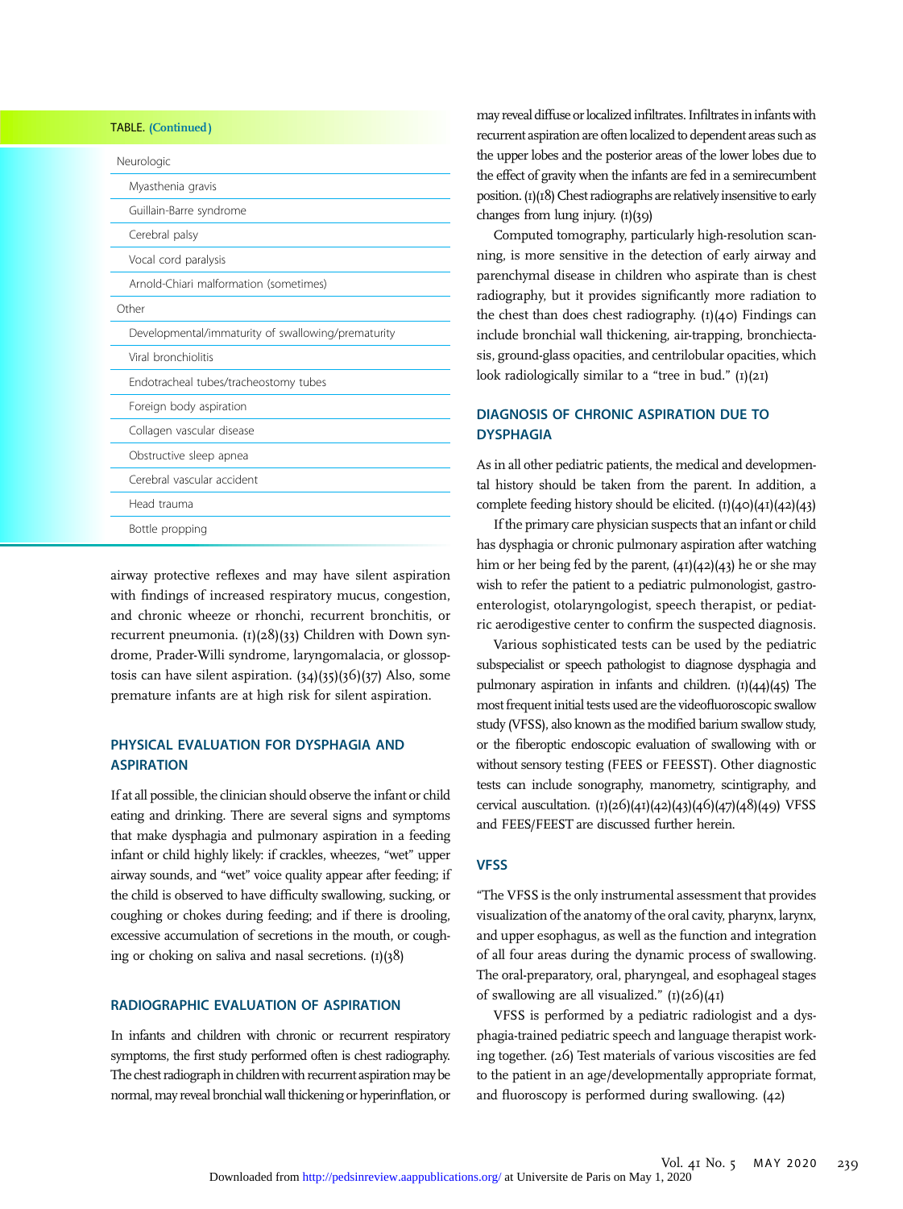TABLE. (Continued)

| |
|---|
| Neurologic |
| Myasthenia gravis |
| Guillain-Barre syndrome |
| Cerebral palsy |
| Vocal cord paralysis |
| Arnold-Chiari malformation (sometimes) |
| Other |
| Developmental/immaturity of swallowing/prematurity |
| Viral bronchiolitis |
| Endotracheal tubes/tracheostomy tubes |
| Foreign body aspiration |
| Collagen vascular disease |
| Obstructive sleep apnea |
| Cerebral vascular accident |
| Head trauma |
| Bottle propping |

airway protective reflexes and may have silent aspiration with findings of increased respiratory mucus, congestion, and chronic wheeze or rhonchi, recurrent bronchitis, or recurrent pneumonia. (1)(28)(33) Children with Down syndrome, Prader-Willi syndrome, laryngomalacia, or glossoptosis can have silent aspiration. (34)(35)(36)(37) Also, some premature infants are at high risk for silent aspiration.

## PHYSICAL EVALUATION FOR DYSPHAGIA AND ASPIRATION

If at all possible, the clinician should observe the infant or child eating and drinking. There are several signs and symptoms that make dysphagia and pulmonary aspiration in a feeding infant or child highly likely: if crackles, wheezes, "wet" upper airway sounds, and "wet" voice quality appear after feeding; if the child is observed to have difficulty swallowing, sucking, or coughing or chokes during feeding; and if there is drooling, excessive accumulation of secretions in the mouth, or coughing or choking on saliva and nasal secretions. (1)(38)

## RADIOGRAPHIC EVALUATION OF ASPIRATION

In infants and children with chronic or recurrent respiratory symptoms, the first study performed often is chest radiography. The chest radiograph in children with recurrent aspiration may be normal, may reveal bronchial wall thickening or hyperinflation, or may reveal diffuse or localized infiltrates. Infiltrates in infants with recurrent aspiration are often localized to dependent areas such as the upper lobes and the posterior areas of the lower lobes due to the effect of gravity when the infants are fed in a semirecumbent position. (1)(18) Chest radiographs are relatively insensitive to early changes from lung injury. (1)(39)

Computed tomography, particularly high-resolution scanning, is more sensitive in the detection of early airway and parenchymal disease in children who aspirate than is chest radiography, but it provides significantly more radiation to the chest than does chest radiography. (1)(40) Findings can include bronchial wall thickening, air-trapping, bronchiectasis, ground-glass opacities, and centrilobular opacities, which look radiologically similar to a "tree in bud." (1)(21)

## DIAGNOSIS OF CHRONIC ASPIRATION DUE TO DYSPHAGIA

As in all other pediatric patients, the medical and developmental history should be taken from the parent. In addition, a complete feeding history should be elicited. (1)(40)(41)(42)(43)

If the primary care physician suspects that an infant or child has dysphagia or chronic pulmonary aspiration after watching him or her being fed by the parent, (41)(42)(43) he or she may wish to refer the patient to a pediatric pulmonologist, gastroenterologist, otolaryngologist, speech therapist, or pediatric aerodigestive center to confirm the suspected diagnosis.

Various sophisticated tests can be used by the pediatric subspecialist or speech pathologist to diagnose dysphagia and pulmonary aspiration in infants and children. (1)(44)(45) The most frequent initial tests used are the videofluoroscopic swallow study (VFSS), also known as the modified barium swallow study, or the fiberoptic endoscopic evaluation of swallowing with or without sensory testing (FEES or FEESST). Other diagnostic tests can include sonography, manometry, scintigraphy, and cervical auscultation. (1)(26)(41)(42)(43)(46)(47)(48)(49) VFSS and FEES/FEEST are discussed further herein.

## VFSS

"The VFSS is the only instrumental assessment that provides visualization of the anatomy of the oral cavity, pharynx, larynx, and upper esophagus, as well as the function and integration of all four areas during the dynamic process of swallowing. The oral-preparatory, oral, pharyngeal, and esophageal stages of swallowing are all visualized." (1)(26)(41)

VFSS is performed by a pediatric radiologist and a dysphagia-trained pediatric speech and language therapist working together. (26) Test materials of various viscosities are fed to the patient in an age/developmentally appropriate format, and fluoroscopy is performed during swallowing. (42)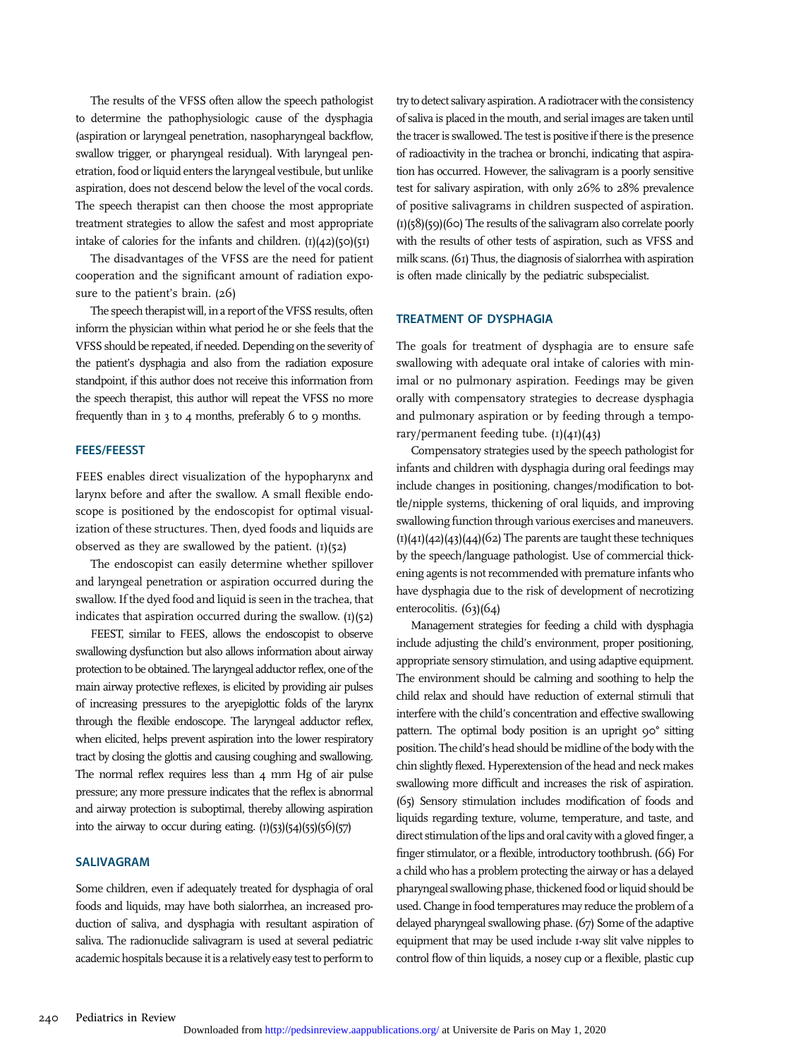The results of the VFSS often allow the speech pathologist to determine the pathophysiologic cause of the dysphagia (aspiration or laryngeal penetration, nasopharyngeal backflow, swallow trigger, or pharyngeal residual). With laryngeal penetration, food or liquid enters the laryngeal vestibule, but unlike aspiration, does not descend below the level of the vocal cords. The speech therapist can then choose the most appropriate treatment strategies to allow the safest and most appropriate intake of calories for the infants and children. (1)(42)(50)(51)

The disadvantages of the VFSS are the need for patient cooperation and the significant amount of radiation exposure to the patient's brain. (26)

The speech therapist will, in a report of the VFSS results, often inform the physician within what period he or she feels that the VFSS should be repeated, if needed. Depending on the severity of the patient's dysphagia and also from the radiation exposure standpoint, if this author does not receive this information from the speech therapist, this author will repeat the VFSS no more frequently than in 3 to 4 months, preferably 6 to 9 months.

## FEES/FEESST

FEES enables direct visualization of the hypopharynx and larynx before and after the swallow. A small flexible endoscope is positioned by the endoscopist for optimal visualization of these structures. Then, dyed foods and liquids are observed as they are swallowed by the patient. (1)(52)

The endoscopist can easily determine whether spillover and laryngeal penetration or aspiration occurred during the swallow. If the dyed food and liquid is seen in the trachea, that indicates that aspiration occurred during the swallow. (1)(52)

FEEST, similar to FEES, allows the endoscopist to observe swallowing dysfunction but also allows information about airway protection to be obtained. The laryngeal adductor reflex, one of the main airway protective reflexes, is elicited by providing air pulses of increasing pressures to the aryepiglottic folds of the larynx through the flexible endoscope. The laryngeal adductor reflex, when elicited, helps prevent aspiration into the lower respiratory tract by closing the glottis and causing coughing and swallowing. The normal reflex requires less than 4 mm Hg of air pulse pressure; any more pressure indicates that the reflex is abnormal and airway protection is suboptimal, thereby allowing aspiration into the airway to occur during eating. (1)(53)(54)(55)(56)(57)

## SALIVAGRAM

Some children, even if adequately treated for dysphagia of oral foods and liquids, may have both sialorrhea, an increased production of saliva, and dysphagia with resultant aspiration of saliva. The radionuclide salivagram is used at several pediatric academic hospitals because it is a relatively easy test to perform to try to detect salivary aspiration. A radiotracer with the consistency of saliva is placed in the mouth, and serial images are taken until the tracer is swallowed. The test is positive if there is the presence of radioactivity in the trachea or bronchi, indicating that aspiration has occurred. However, the salivagram is a poorly sensitive test for salivary aspiration, with only 26% to 28% prevalence of positive salivagrams in children suspected of aspiration. (1)(58)(59)(60) The results of the salivagram also correlate poorly with the results of other tests of aspiration, such as VFSS and milk scans. (61) Thus, the diagnosis of sialorrhea with aspiration is often made clinically by the pediatric subspecialist.

## TREATMENT OF DYSPHAGIA

The goals for treatment of dysphagia are to ensure safe swallowing with adequate oral intake of calories with minimal or no pulmonary aspiration. Feedings may be given orally with compensatory strategies to decrease dysphagia and pulmonary aspiration or by feeding through a temporary/permanent feeding tube. (1)(41)(43)

Compensatory strategies used by the speech pathologist for infants and children with dysphagia during oral feedings may include changes in positioning, changes/modification to bottle/nipple systems, thickening of oral liquids, and improving swallowing function through various exercises and maneuvers. (1)(41)(42)(43)(44)(62) The parents are taught these techniques by the speech/language pathologist. Use of commercial thickening agents is not recommended with premature infants who have dysphagia due to the risk of development of necrotizing enterocolitis. (63)(64)

Management strategies for feeding a child with dysphagia include adjusting the child's environment, proper positioning, appropriate sensory stimulation, and using adaptive equipment. The environment should be calming and soothing to help the child relax and should have reduction of external stimuli that interfere with the child's concentration and effective swallowing pattern. The optimal body position is an upright 90° sitting position. The child's head should be midline of the body with the chin slightly flexed. Hyperextension of the head and neck makes swallowing more difficult and increases the risk of aspiration. (65) Sensory stimulation includes modification of foods and liquids regarding texture, volume, temperature, and taste, and direct stimulation of the lips and oral cavity with a gloved finger, a finger stimulator, or a flexible, introductory toothbrush. (66) For a child who has a problem protecting the airway or has a delayed pharyngeal swallowing phase, thickened food or liquid should be used. Change in food temperatures may reduce the problem of a delayed pharyngeal swallowing phase. (67) Some of the adaptive equipment that may be used include 1-way slit valve nipples to control flow of thin liquids, a nosey cup or a flexible, plastic cup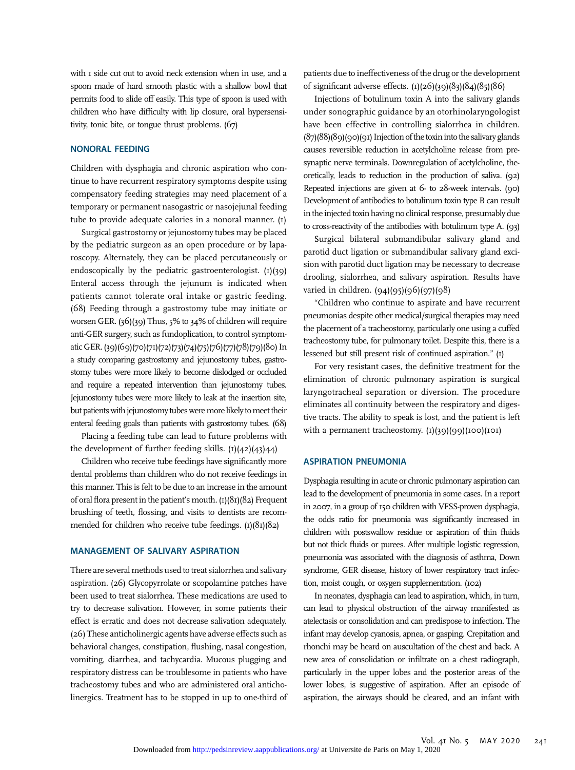with 1 side cut out to avoid neck extension when in use, and a spoon made of hard smooth plastic with a shallow bowl that permits food to slide off easily. This type of spoon is used with children who have difficulty with lip closure, oral hypersensitivity, tonic bite, or tongue thrust problems. (67)

## NONORAL FEEDING

Children with dysphagia and chronic aspiration who continue to have recurrent respiratory symptoms despite using compensatory feeding strategies may need placement of a temporary or permanent nasogastric or nasojejunal feeding tube to provide adequate calories in a nonoral manner. (1)

Surgical gastrostomy or jejunostomy tubes may be placed by the pediatric surgeon as an open procedure or by laparoscopy. Alternately, they can be placed percutaneously or endoscopically by the pediatric gastroenterologist. (1)(39) Enteral access through the jejunum is indicated when patients cannot tolerate oral intake or gastric feeding. (68) Feeding through a gastrostomy tube may initiate or worsen GER. (36)(39) Thus, 5% to 34% of children will require anti-GER surgery, such as fundoplication, to control symptomatic GER. (39)(69)(70)(71)(72)(73)(74)(75)(76)(77)(78)(79)(80) In a study comparing gastrostomy and jejunostomy tubes, gastrostomy tubes were more likely to become dislodged or occluded and require a repeated intervention than jejunostomy tubes. Jejunostomy tubes were more likely to leak at the insertion site, but patients with jejunostomy tubes were more likely to meet their enteral feeding goals than patients with gastrostomy tubes. (68)

Placing a feeding tube can lead to future problems with the development of further feeding skills. (1)(42)(43)44)

Children who receive tube feedings have significantly more dental problems than children who do not receive feedings in this manner. This is felt to be due to an increase in the amount of oral flora present in the patient's mouth. (1)(81)(82) Frequent brushing of teeth, flossing, and visits to dentists are recommended for children who receive tube feedings. (1)(81)(82)

## MANAGEMENT OF SALIVARY ASPIRATION

There are several methods used to treat sialorrhea and salivary aspiration. (26) Glycopyrrolate or scopolamine patches have been used to treat sialorrhea. These medications are used to try to decrease salivation. However, in some patients their effect is erratic and does not decrease salivation adequately. (26) These anticholinergic agents have adverse effects such as behavioral changes, constipation, flushing, nasal congestion, vomiting, diarrhea, and tachycardia. Mucous plugging and respiratory distress can be troublesome in patients who have tracheostomy tubes and who are administered oral anticholinergics. Treatment has to be stopped in up to one-third of patients due to ineffectiveness of the drug or the development of significant adverse effects. (1)(26)(39)(83)(84)(85)(86)

Injections of botulinum toxin A into the salivary glands under sonographic guidance by an otorhinolaryngologist have been effective in controlling sialorrhea in children. (87)(88)(89)(90)(91) Injection of the toxin into the salivary glands causes reversible reduction in acetylcholine release from presynaptic nerve terminals. Downregulation of acetylcholine, theoretically, leads to reduction in the production of saliva. (92) Repeated injections are given at 6- to 28-week intervals. (90) Development of antibodies to botulinum toxin type B can result in the injected toxin having no clinical response, presumably due to cross-reactivity of the antibodies with botulinum type A. (93)

Surgical bilateral submandibular salivary gland and parotid duct ligation or submandibular salivary gland excision with parotid duct ligation may be necessary to decrease drooling, sialorrhea, and salivary aspiration. Results have varied in children. (94)(95)(96)(97)(98)

"Children who continue to aspirate and have recurrent pneumonias despite other medical/surgical therapies may need the placement of a tracheostomy, particularly one using a cuffed tracheostomy tube, for pulmonary toilet. Despite this, there is a lessened but still present risk of continued aspiration." (1)

For very resistant cases, the definitive treatment for the elimination of chronic pulmonary aspiration is surgical laryngotracheal separation or diversion. The procedure eliminates all continuity between the respiratory and digestive tracts. The ability to speak is lost, and the patient is left with a permanent tracheostomy. (1)(39)(99)(100)(101)

## ASPIRATION PNEUMONIA

Dysphagia resulting in acute or chronic pulmonary aspiration can lead to the development of pneumonia in some cases. In a report in 2007, in a group of 150 children with VFSS-proven dysphagia, the odds ratio for pneumonia was significantly increased in children with postswallow residue or aspiration of thin fluids but not thick fluids or purees. After multiple logistic regression, pneumonia was associated with the diagnosis of asthma, Down syndrome, GER disease, history of lower respiratory tract infection, moist cough, or oxygen supplementation. (102)

In neonates, dysphagia can lead to aspiration, which, in turn, can lead to physical obstruction of the airway manifested as atelectasis or consolidation and can predispose to infection. The infant may develop cyanosis, apnea, or gasping. Crepitation and rhonchi may be heard on auscultation of the chest and back. A new area of consolidation or infiltrate on a chest radiograph, particularly in the upper lobes and the posterior areas of the lower lobes, is suggestive of aspiration. After an episode of aspiration, the airways should be cleared, and an infant with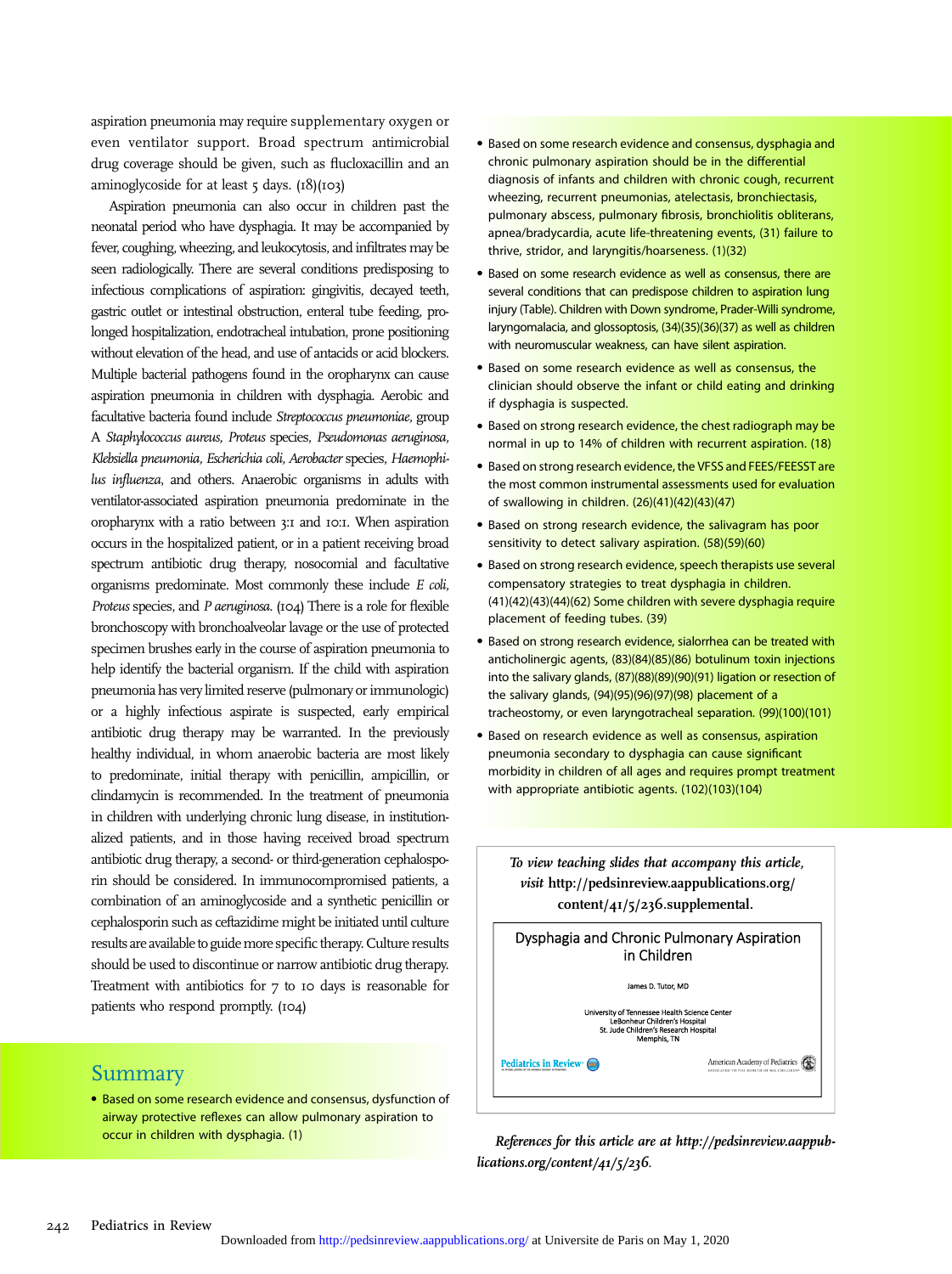aspiration pneumonia may require supplementary oxygen or even ventilator support. Broad spectrum antimicrobial drug coverage should be given, such as flucloxacillin and an aminoglycoside for at least 5 days. (18)(103)

Aspiration pneumonia can also occur in children past the neonatal period who have dysphagia. It may be accompanied by fever, coughing, wheezing, and leukocytosis, and infiltrates may be seen radiologically. There are several conditions predisposing to infectious complications of aspiration: gingivitis, decayed teeth, gastric outlet or intestinal obstruction, enteral tube feeding, prolonged hospitalization, endotracheal intubation, prone positioning without elevation of the head, and use of antacids or acid blockers. Multiple bacterial pathogens found in the oropharynx can cause aspiration pneumonia in children with dysphagia. Aerobic and facultative bacteria found include *Streptococcus pneumoniae*, group A *Staphylococcus aureus*, *Proteus* species, *Pseudomonas aeruginosa*, *Klebsiella pneumonia*, *Escherichia coli*, *Aerobacter* species, *Haemophilus influenza*, and others. Anaerobic organisms in adults with ventilator-associated aspiration pneumonia predominate in the oropharynx with a ratio between 3:1 and 10:1. When aspiration occurs in the hospitalized patient, or in a patient receiving broad spectrum antibiotic drug therapy, nosocomial and facultative organisms predominate. Most commonly these include *E coli*, *Proteus* species, and *P aeruginosa*. (104) There is a role for flexible bronchoscopy with bronchoalveolar lavage or the use of protected specimen brushes early in the course of aspiration pneumonia to help identify the bacterial organism. If the child with aspiration pneumonia has very limited reserve (pulmonary or immunologic) or a highly infectious aspirate is suspected, early empirical antibiotic drug therapy may be warranted. In the previously healthy individual, in whom anaerobic bacteria are most likely to predominate, initial therapy with penicillin, ampicillin, or clindamycin is recommended. In the treatment of pneumonia in children with underlying chronic lung disease, in institutionalized patients, and in those having received broad spectrum antibiotic drug therapy, a second- or third-generation cephalosporin should be considered. In immunocompromised patients, a combination of an aminoglycoside and a synthetic penicillin or cephalosporin such as ceftazidime might be initiated until culture results are available to guide more specific therapy. Culture results should be used to discontinue or narrow antibiotic drug therapy. Treatment with antibiotics for 7 to 10 days is reasonable for patients who respond promptly. (104)

## Summary

- Based on some research evidence and consensus, dysfunction of airway protective reflexes can allow pulmonary aspiration to occur in children with dysphagia. (1)
- Based on some research evidence and consensus, dysphagia and chronic pulmonary aspiration should be in the differential diagnosis of infants and children with chronic cough, recurrent wheezing, recurrent pneumonias, atelectasis, bronchiectasis, pulmonary abscess, pulmonary fibrosis, bronchiolitis obliterans, apnea/bradycardia, acute life-threatening events, (31) failure to thrive, stridor, and laryngitis/hoarseness. (1)(32)
- Based on some research evidence as well as consensus, there are several conditions that can predispose children to aspiration lung injury (Table). Children with Down syndrome, Prader-Willi syndrome, laryngomalacia, and glossoptosis, (34)(35)(36)(37) as well as children with neuromuscular weakness, can have silent aspiration.
- Based on some research evidence as well as consensus, the clinician should observe the infant or child eating and drinking if dysphagia is suspected.
- Based on strong research evidence, the chest radiograph may be normal in up to 14% of children with recurrent aspiration. (18)
- Based on strong research evidence, the VFSS and FEES/FEESST are the most common instrumental assessments used for evaluation of swallowing in children. (26)(41)(42)(43)(47)
- Based on strong research evidence, the salivagram has poor sensitivity to detect salivary aspiration. (58)(59)(60)
- Based on strong research evidence, speech therapists use several compensatory strategies to treat dysphagia in children. (41)(42)(43)(44)(62) Some children with severe dysphagia require placement of feeding tubes. (39)
- Based on strong research evidence, sialorrhea can be treated with anticholinergic agents, (83)(84)(85)(86) botulinum toxin injections into the salivary glands, (87)(88)(89)(90)(91) ligation or resection of the salivary glands, (94)(95)(96)(97)(98) placement of a tracheostomy, or even laryngotracheal separation. (99)(100)(101)
- Based on research evidence as well as consensus, aspiration pneumonia secondary to dysphagia can cause significant morbidity in children of all ages and requires prompt treatment with appropriate antibiotic agents. (102)(103)(104)

***To view teaching slides that accompany this article, visit http://pedsinreview.aappublications.org/content/41/5/236.supplemental.***

Dysphagia and Chronic Pulmonary Aspiration in Children

James D. Tutor, MD

University of Tennessee Health Science Center
LeBonheur Children's Hospital
St. Jude Children's Research Hospital
Memphis, TN

***References for this article are at http://pedsinreview.aappublications.org/content/41/5/236.***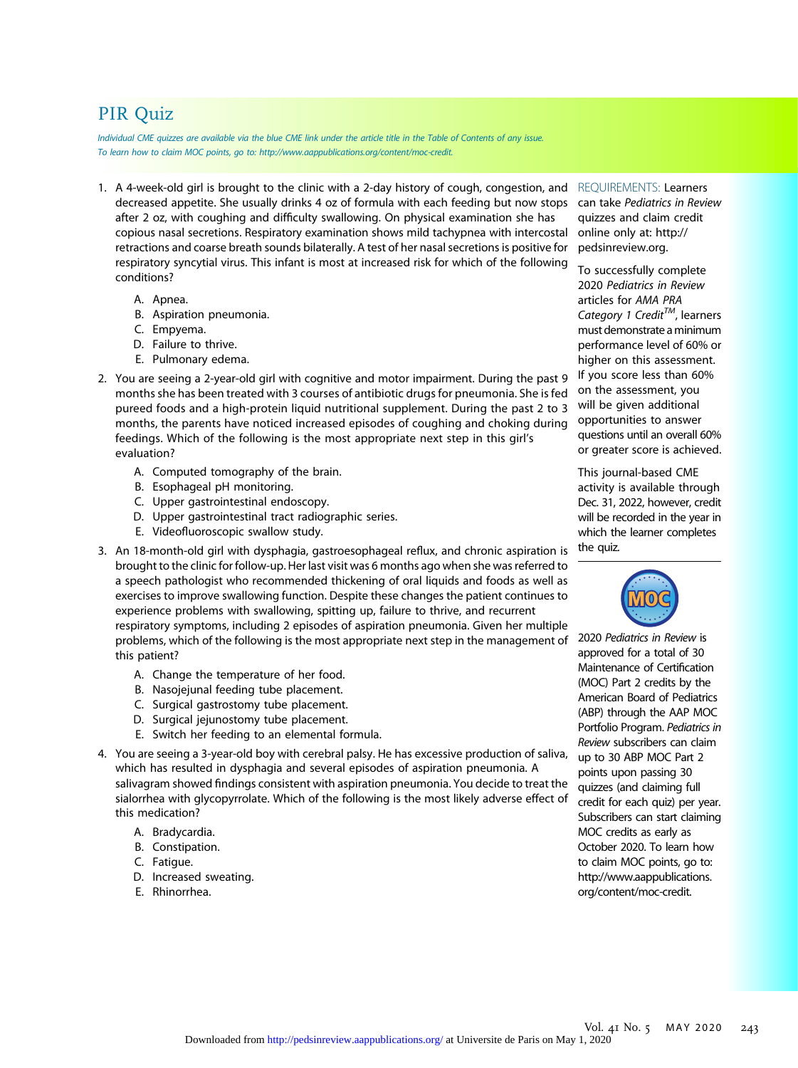# PIR Quiz

*Individual CME quizzes are available via the blue CME link under the article title in the Table of Contents of any issue.*
*To learn how to claim MOC points, go to: http://www.aappublications.org/content/moc-credit.*

1. A 4-week-old girl is brought to the clinic with a 2-day history of cough, congestion, and decreased appetite. She usually drinks 4 oz of formula with each feeding but now stops after 2 oz, with coughing and difficulty swallowing. On physical examination she has copious nasal secretions. Respiratory examination shows mild tachypnea with intercostal retractions and coarse breath sounds bilaterally. A test of her nasal secretions is positive for respiratory syncytial virus. This infant is most at increased risk for which of the following conditions?

   A. Apnea.
   B. Aspiration pneumonia.
   C. Empyema.
   D. Failure to thrive.
   E. Pulmonary edema.

2. You are seeing a 2-year-old girl with cognitive and motor impairment. During the past 9 months she has been treated with 3 courses of antibiotic drugs for pneumonia. She is fed pureed foods and a high-protein liquid nutritional supplement. During the past 2 to 3 months, the parents have noticed increased episodes of coughing and choking during feedings. Which of the following is the most appropriate next step in this girl's evaluation?

   A. Computed tomography of the brain.
   B. Esophageal pH monitoring.
   C. Upper gastrointestinal endoscopy.
   D. Upper gastrointestinal tract radiographic series.
   E. Videofluoroscopic swallow study.

3. An 18-month-old girl with dysphagia, gastroesophageal reflux, and chronic aspiration is brought to the clinic for follow-up. Her last visit was 6 months ago when she was referred to a speech pathologist who recommended thickening of oral liquids and foods as well as exercises to improve swallowing function. Despite these changes the patient continues to experience problems with swallowing, spitting up, failure to thrive, and recurrent respiratory symptoms, including 2 episodes of aspiration pneumonia. Given her multiple problems, which of the following is the most appropriate next step in the management of this patient?

   A. Change the temperature of her food.
   B. Nasojejunal feeding tube placement.
   C. Surgical gastrostomy tube placement.
   D. Surgical jejunostomy tube placement.
   E. Switch her feeding to an elemental formula.

4. You are seeing a 3-year-old boy with cerebral palsy. He has excessive production of saliva, which has resulted in dysphagia and several episodes of aspiration pneumonia. A salivagram showed findings consistent with aspiration pneumonia. You decide to treat the sialorrhea with glycopyrrolate. Which of the following is the most likely adverse effect of this medication?

   A. Bradycardia.
   B. Constipation.
   C. Fatigue.
   D. Increased sweating.
   E. Rhinorrhea.

REQUIREMENTS: Learners can take *Pediatrics in Review* quizzes and claim credit online only at: http://pedsinreview.org.

To successfully complete 2020 *Pediatrics in Review* articles for *AMA PRA Category 1 Credit*™, learners must demonstrate a minimum performance level of 60% or higher on this assessment. If you score less than 60% on the assessment, you will be given additional opportunities to answer questions until an overall 60% or greater score is achieved.

This journal-based CME activity is available through Dec. 31, 2022, however, credit will be recorded in the year in which the learner completes the quiz.

2020 *Pediatrics in Review* is approved for a total of 30 Maintenance of Certification (MOC) Part 2 credits by the American Board of Pediatrics (ABP) through the AAP MOC Portfolio Program. *Pediatrics in Review* subscribers can claim up to 30 ABP MOC Part 2 points upon passing 30 quizzes (and claiming full credit for each quiz) per year. Subscribers can start claiming MOC credits as early as October 2020. To learn how to claim MOC points, go to: http://www.aappublications.org/content/moc-credit.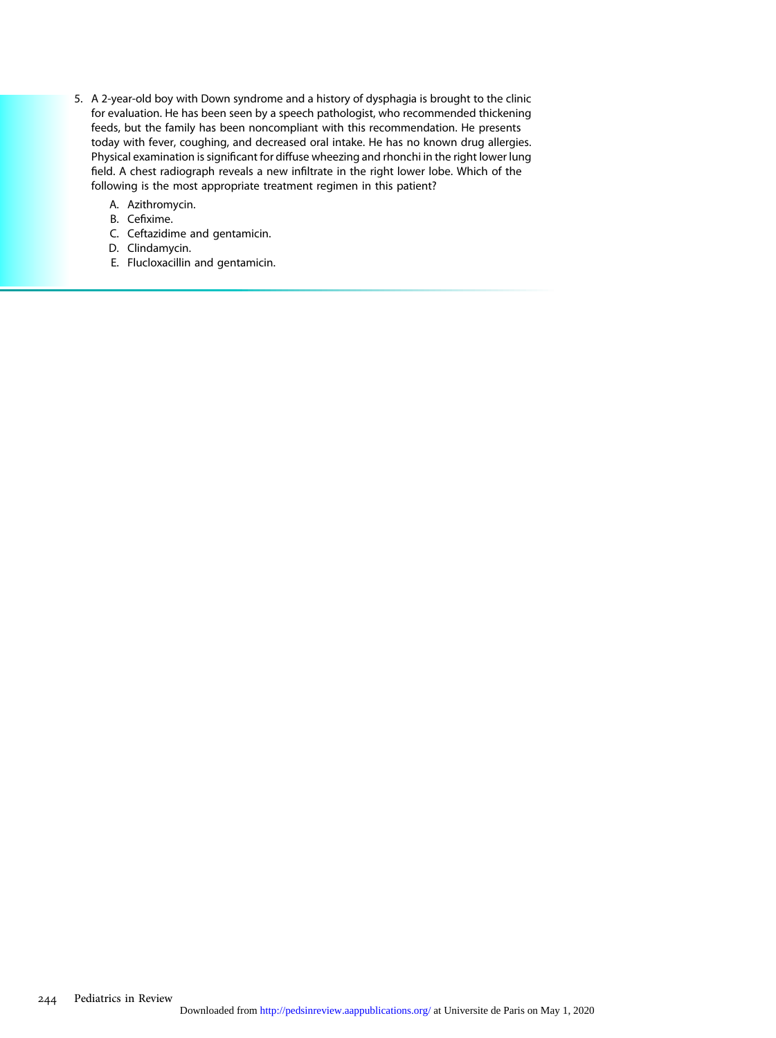5. A 2-year-old boy with Down syndrome and a history of dysphagia is brought to the clinic for evaluation. He has been seen by a speech pathologist, who recommended thickening feeds, but the family has been noncompliant with this recommendation. He presents today with fever, coughing, and decreased oral intake. He has no known drug allergies. Physical examination is significant for diffuse wheezing and rhonchi in the right lower lung field. A chest radiograph reveals a new infiltrate in the right lower lobe. Which of the following is the most appropriate treatment regimen in this patient?

   A. Azithromycin.
   B. Cefixime.
   C. Ceftazidime and gentamicin.
   D. Clindamycin.
   E. Flucloxacillin and gentamicin.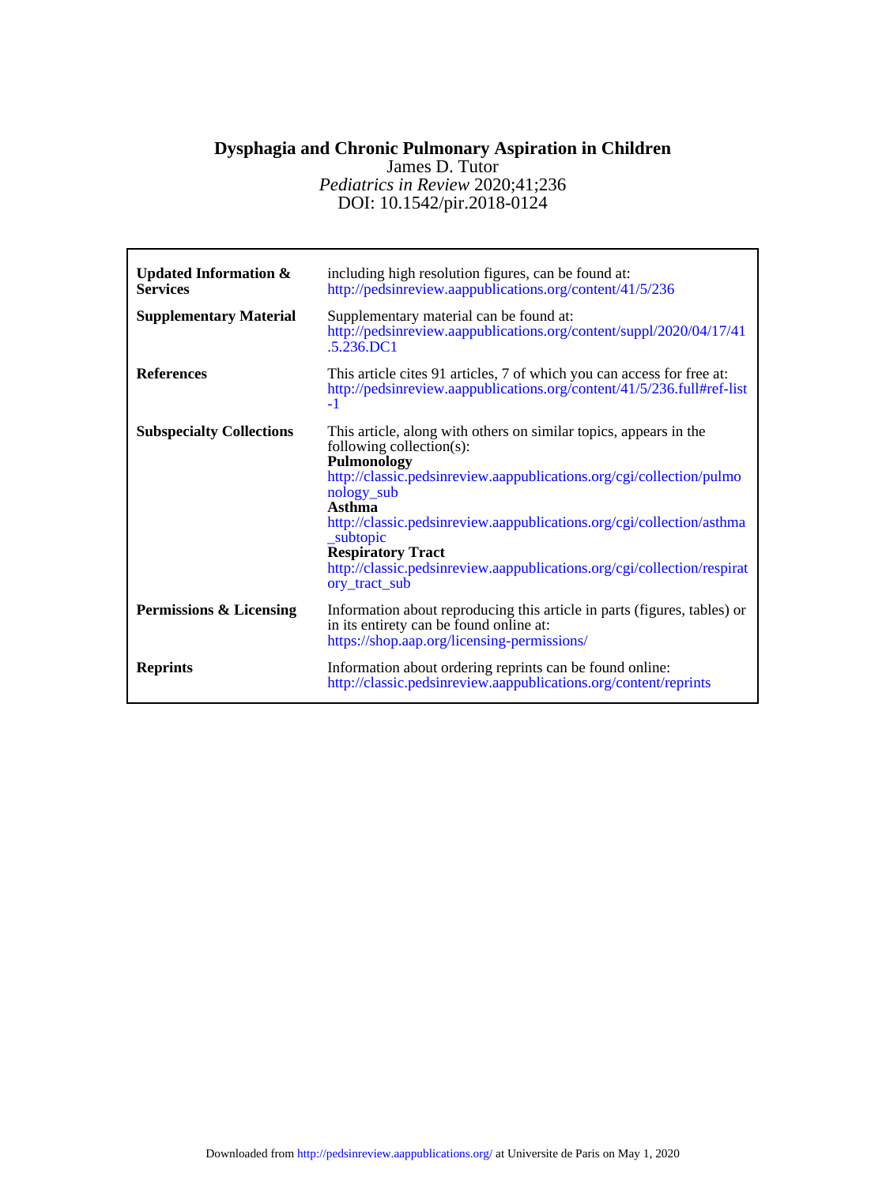# Dysphagia and Chronic Pulmonary Aspiration in Children

James D. Tutor

*Pediatrics in Review* 2020;41;236

DOI: 10.1542/pir.2018-0124

| | |
|---|---|
| **Updated Information & Services** | including high resolution figures, can be found at: http://pedsinreview.aappublications.org/content/41/5/236 |
| **Supplementary Material** | Supplementary material can be found at: http://pedsinreview.aappublications.org/content/suppl/2020/04/17/41.5.236.DC1 |
| **References** | This article cites 91 articles, 7 of which you can access for free at: http://pedsinreview.aappublications.org/content/41/5/236.full#ref-list-1 |
| **Subspecialty Collections** | This article, along with others on similar topics, appears in the following collection(s): **Pulmonology** http://classic.pedsinreview.aappublications.org/cgi/collection/pulmonology_sub **Asthma** http://classic.pedsinreview.aappublications.org/cgi/collection/asthma_subtopic **Respiratory Tract** http://classic.pedsinreview.aappublications.org/cgi/collection/respiratory_tract_sub |
| **Permissions & Licensing** | Information about reproducing this article in parts (figures, tables) or in its entirety can be found online at: https://shop.aap.org/licensing-permissions/ |
| **Reprints** | Information about ordering reprints can be found online: http://classic.pedsinreview.aappublications.org/content/reprints |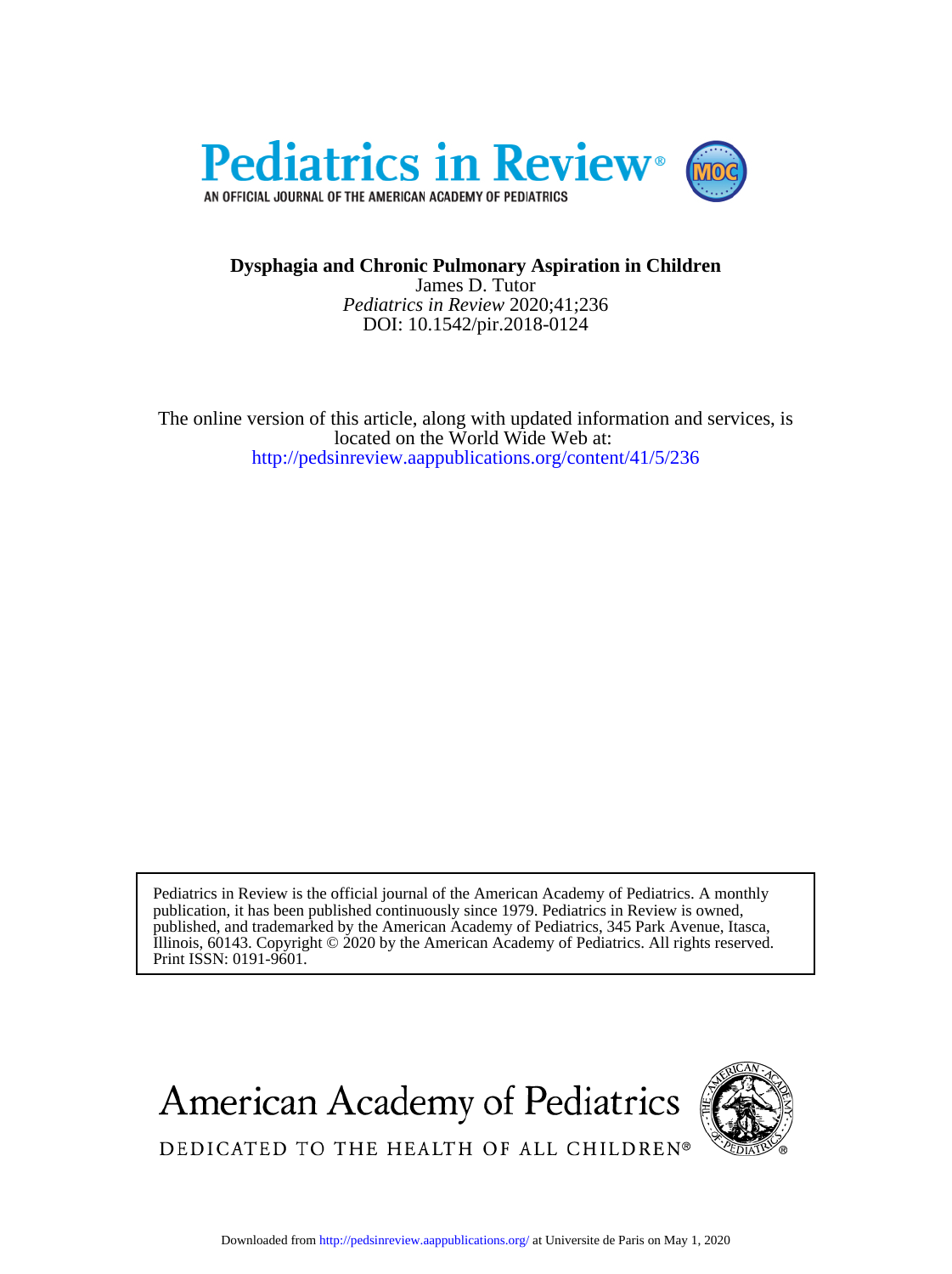**Dysphagia and Chronic Pulmonary Aspiration in Children**

James D. Tutor

*Pediatrics in Review* 2020;41;236

DOI: 10.1542/pir.2018-0124

The online version of this article, along with updated information and services, is located on the World Wide Web at:

http://pedsinreview.aappublications.org/content/41/5/236

Pediatrics in Review is the official journal of the American Academy of Pediatrics. A monthly publication, it has been published continuously since 1979. Pediatrics in Review is owned, published, and trademarked by the American Academy of Pediatrics, 345 Park Avenue, Itasca, Illinois, 60143. Copyright © 2020 by the American Academy of Pediatrics. All rights reserved. Print ISSN: 0191-9601.

American Academy of Pediatrics

DEDICATED TO THE HEALTH OF ALL CHILDREN®